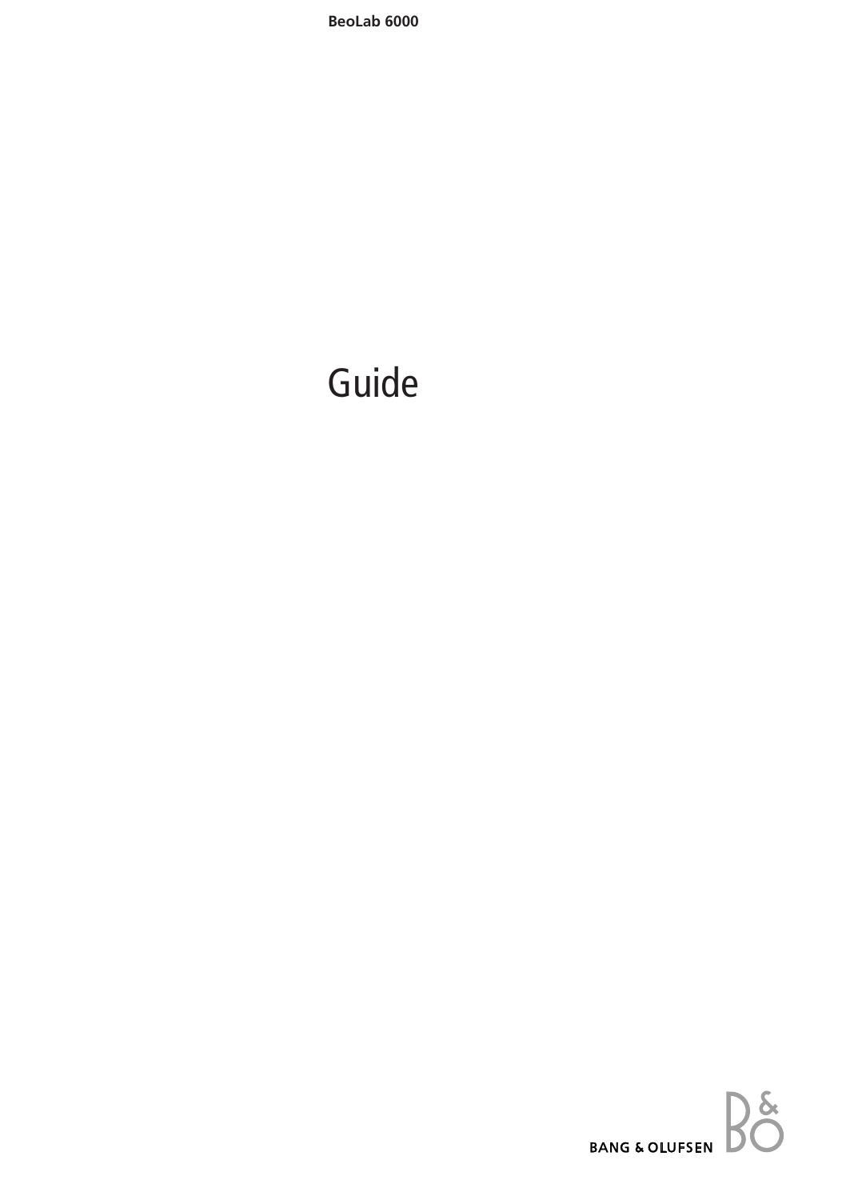**BeoLab 6000**

# Guide

BANG & OLUFSEN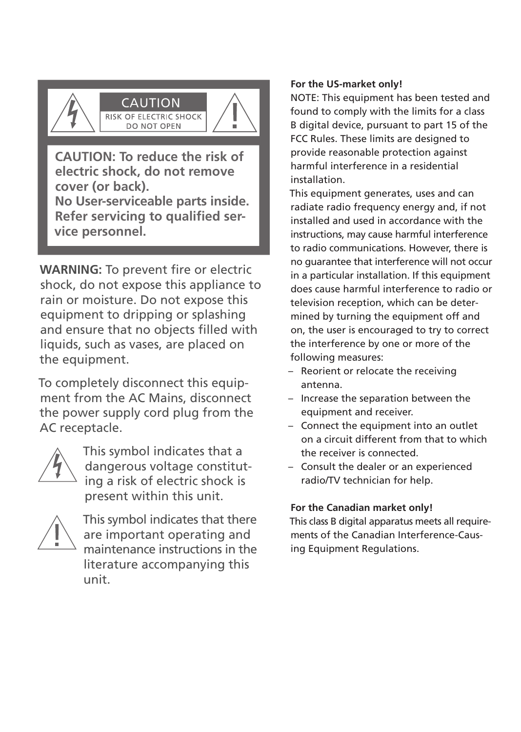**CAUTION**

RISK OF ELECTRIC SHOCK
DO NOT OPEN

**CAUTION: To reduce the risk of electric shock, do not remove cover (or back).**
**No User-serviceable parts inside. Refer servicing to qualified service personnel.**

**WARNING:** To prevent fire or electric shock, do not expose this appliance to rain or moisture. Do not expose this equipment to dripping or splashing and ensure that no objects filled with liquids, such as vases, are placed on the equipment.

To completely disconnect this equipment from the AC Mains, disconnect the power supply cord plug from the AC receptacle.

This symbol indicates that a dangerous voltage constituting a risk of electric shock is present within this unit.

This symbol indicates that there are important operating and maintenance instructions in the literature accompanying this unit.

**For the US-market only!**

NOTE: This equipment has been tested and found to comply with the limits for a class B digital device, pursuant to part 15 of the FCC Rules. These limits are designed to provide reasonable protection against harmful interference in a residential installation.

This equipment generates, uses and can radiate radio frequency energy and, if not installed and used in accordance with the instructions, may cause harmful interference to radio communications. However, there is no guarantee that interference will not occur in a particular installation. If this equipment does cause harmful interference to radio or television reception, which can be determined by turning the equipment off and on, the user is encouraged to try to correct the interference by one or more of the following measures:

- Reorient or relocate the receiving antenna.
- Increase the separation between the equipment and receiver.
- Connect the equipment into an outlet on a circuit different from that to which the receiver is connected.
- Consult the dealer or an experienced radio/TV technician for help.

**For the Canadian market only!**

This class B digital apparatus meets all requirements of the Canadian Interference-Causing Equipment Regulations.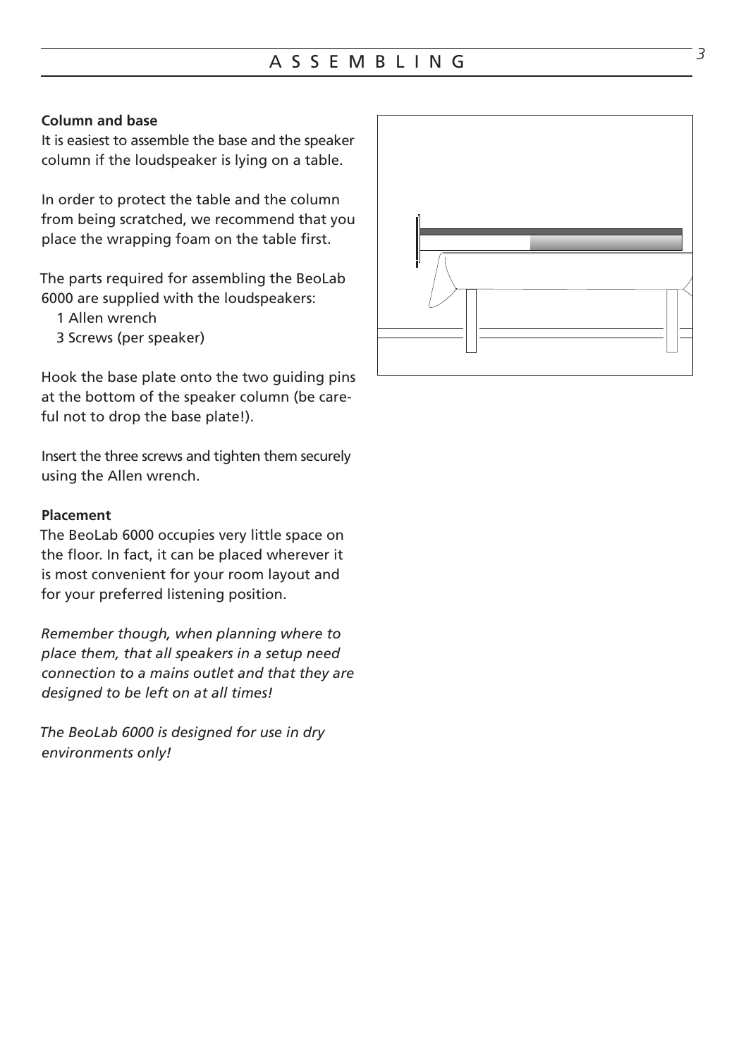# ASSEMBLING

### Column and base

It is easiest to assemble the base and the speaker column if the loudspeaker is lying on a table.

In order to protect the table and the column from being scratched, we recommend that you place the wrapping foam on the table first.

The parts required for assembling the BeoLab 6000 are supplied with the loudspeakers:
- 1 Allen wrench
- 3 Screws (per speaker)

Hook the base plate onto the two guiding pins at the bottom of the speaker column (be careful not to drop the base plate!).

Insert the three screws and tighten them securely using the Allen wrench.

### Placement

The BeoLab 6000 occupies very little space on the floor. In fact, it can be placed wherever it is most convenient for your room layout and for your preferred listening position.

*Remember though, when planning where to place them, that all speakers in a setup need connection to a mains outlet and that they are designed to be left on at all times!*

*The BeoLab 6000 is designed for use in dry environments only!*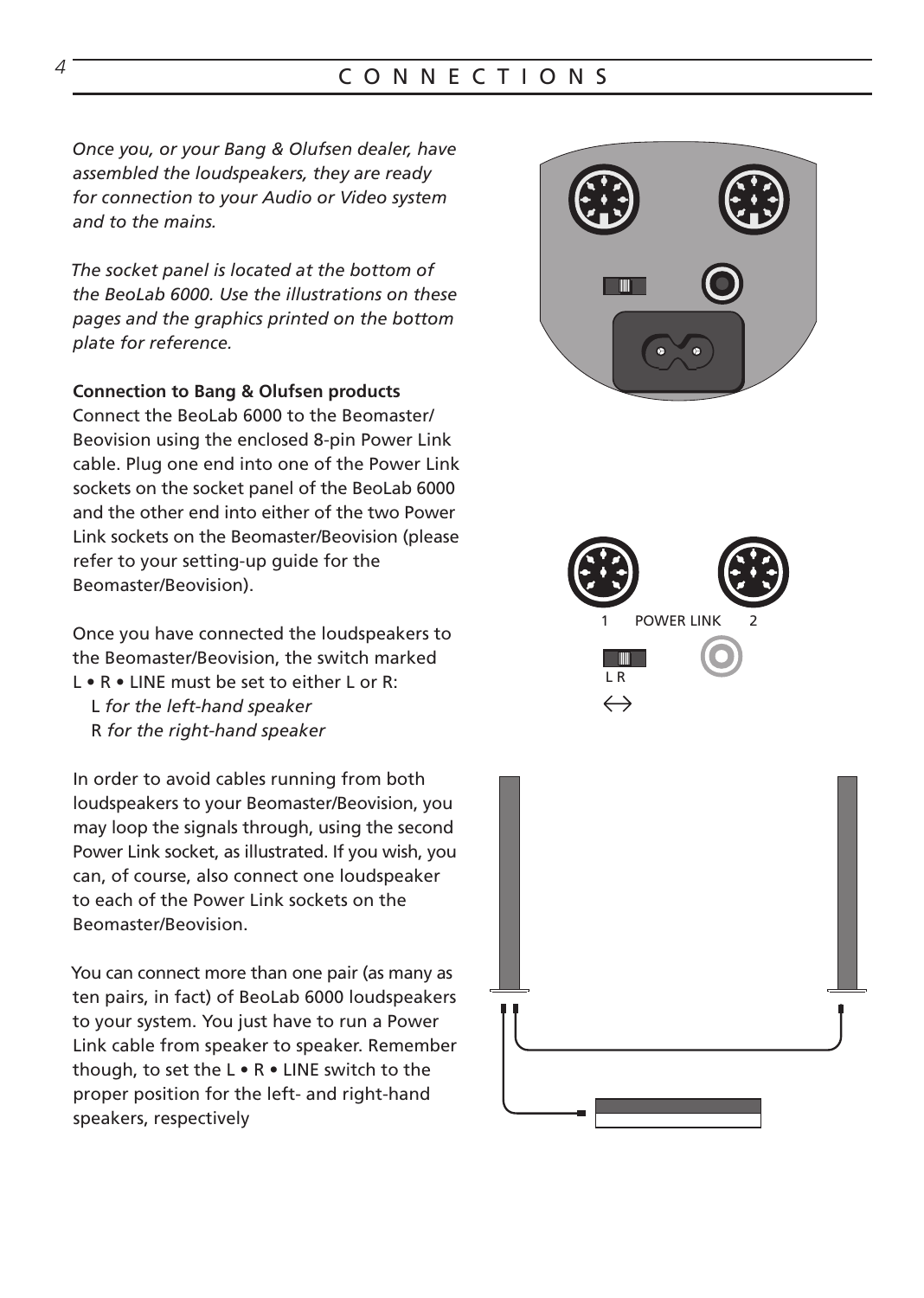# CONNECTIONS

*Once you, or your Bang & Olufsen dealer, have assembled the loudspeakers, they are ready for connection to your Audio or Video system and to the mains.*

*The socket panel is located at the bottom of the BeoLab 6000. Use the illustrations on these pages and the graphics printed on the bottom plate for reference.*

**Connection to Bang & Olufsen products**

Connect the BeoLab 6000 to the Beomaster/ Beovision using the enclosed 8-pin Power Link cable. Plug one end into one of the Power Link sockets on the socket panel of the BeoLab 6000 and the other end into either of the two Power Link sockets on the Beomaster/Beovision (please refer to your setting-up guide for the Beomaster/Beovision).

Once you have connected the loudspeakers to the Beomaster/Beovision, the switch marked L • R • LINE must be set to either L or R:

L *for the left-hand speaker*
R *for the right-hand speaker*

In order to avoid cables running from both loudspeakers to your Beomaster/Beovision, you may loop the signals through, using the second Power Link socket, as illustrated. If you wish, you can, of course, also connect one loudspeaker to each of the Power Link sockets on the Beomaster/Beovision.

You can connect more than one pair (as many as ten pairs, in fact) of BeoLab 6000 loudspeakers to your system. You just have to run a Power Link cable from speaker to speaker. Remember though, to set the L • R • LINE switch to the proper position for the left- and right-hand speakers, respectively

1 POWER LINK 2

L R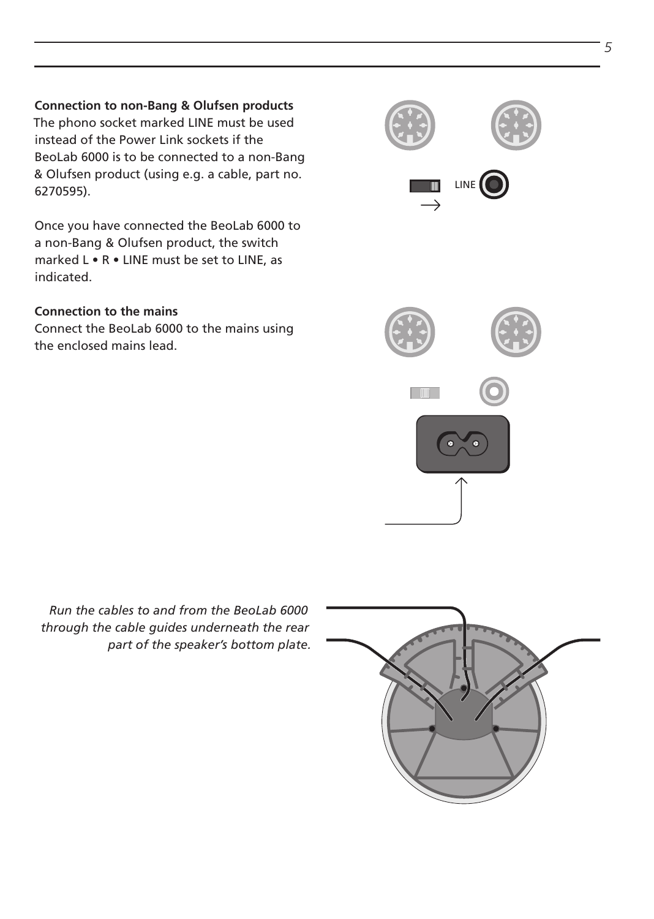**Connection to non-Bang & Olufsen products**
The phono socket marked LINE must be used instead of the Power Link sockets if the BeoLab 6000 is to be connected to a non-Bang & Olufsen product (using e.g. a cable, part no. 6270595).

Once you have connected the BeoLab 6000 to a non-Bang & Olufsen product, the switch marked L • R • LINE must be set to LINE, as indicated.

**Connection to the mains**
Connect the BeoLab 6000 to the mains using the enclosed mains lead.

*Run the cables to and from the BeoLab 6000 through the cable guides underneath the rear part of the speaker's bottom plate.*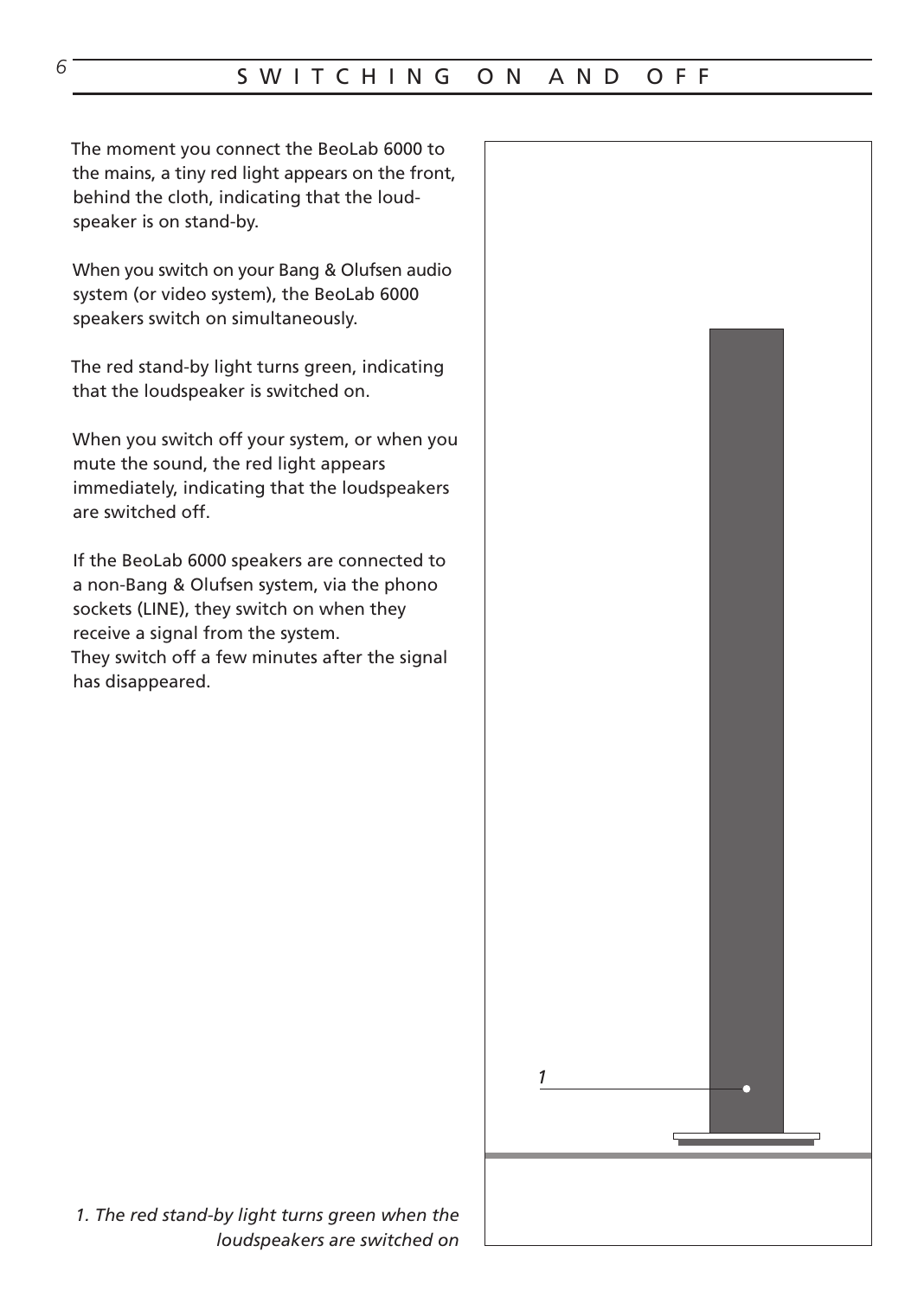# SWITCHING ON AND OFF

The moment you connect the BeoLab 6000 to the mains, a tiny red light appears on the front, behind the cloth, indicating that the loudspeaker is on stand-by.

When you switch on your Bang & Olufsen audio system (or video system), the BeoLab 6000 speakers switch on simultaneously.

The red stand-by light turns green, indicating that the loudspeaker is switched on.

When you switch off your system, or when you mute the sound, the red light appears immediately, indicating that the loudspeakers are switched off.

If the BeoLab 6000 speakers are connected to a non-Bang & Olufsen system, via the phono sockets (LINE), they switch on when they receive a signal from the system.
They switch off a few minutes after the signal has disappeared.

1

*1. The red stand-by light turns green when the loudspeakers are switched on*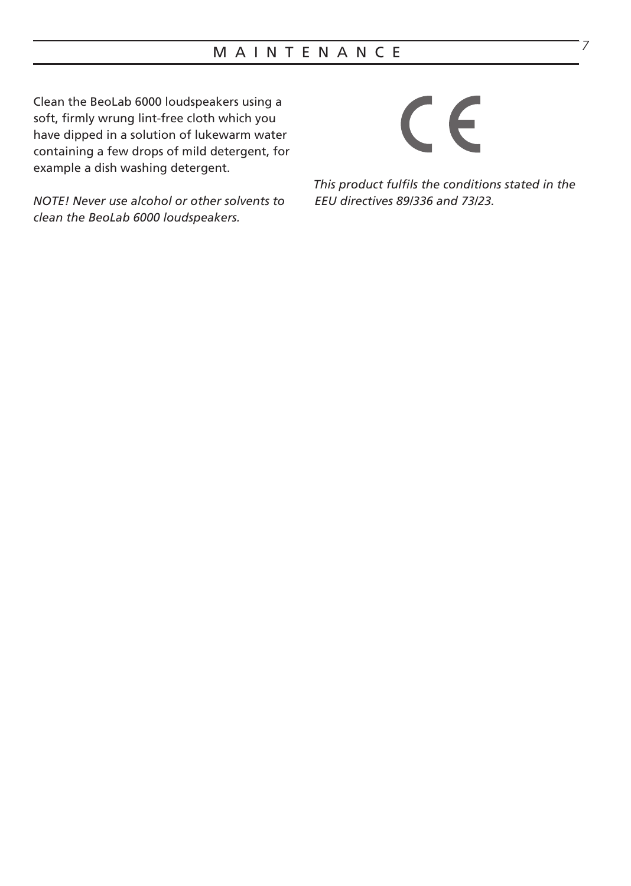# MAINTENANCE

Clean the BeoLab 6000 loudspeakers using a soft, firmly wrung lint-free cloth which you have dipped in a solution of lukewarm water containing a few drops of mild detergent, for example a dish washing detergent.

*NOTE! Never use alcohol or other solvents to clean the BeoLab 6000 loudspeakers.*

CE

*This product fulfils the conditions stated in the EEU directives 89/336 and 73/23.*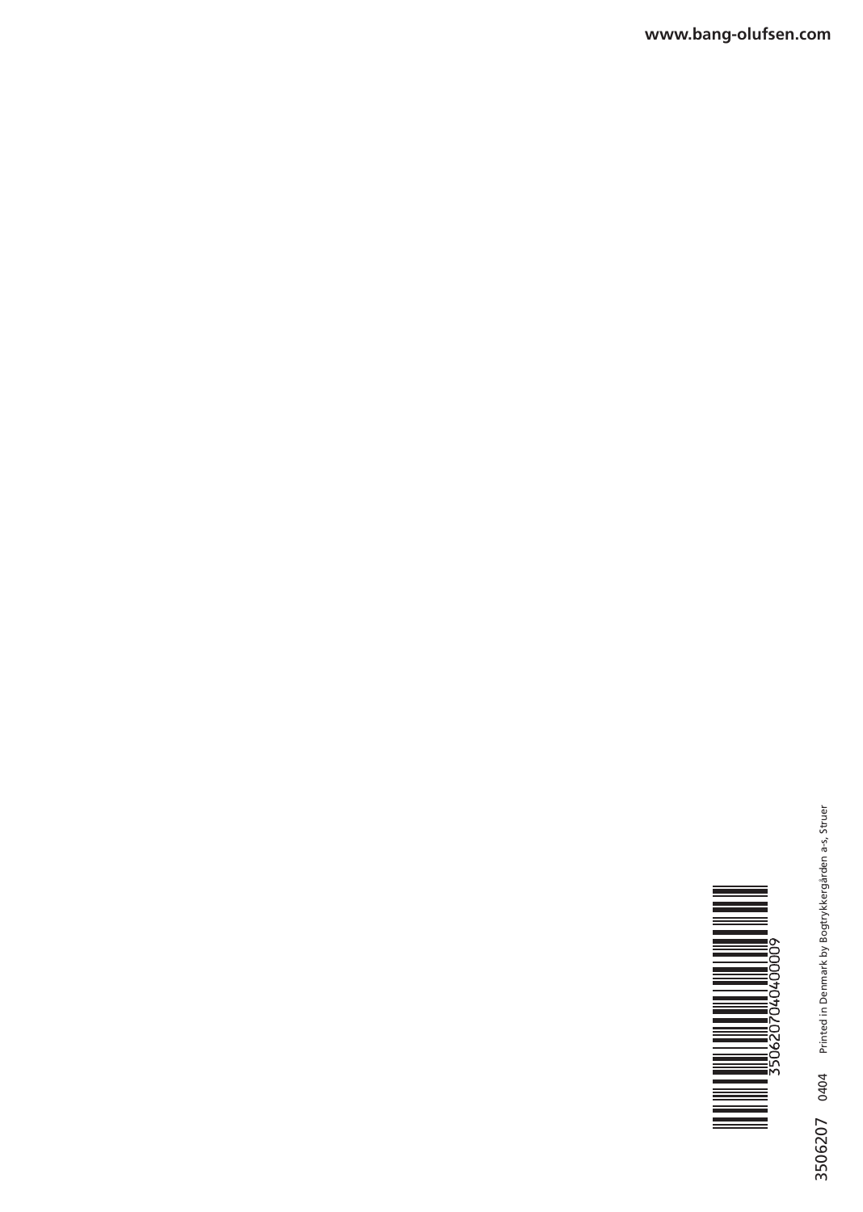www.bang-olufsen.com

3506207 0404 Printed in Denmark by Bogtrykkergården a-s, Struer